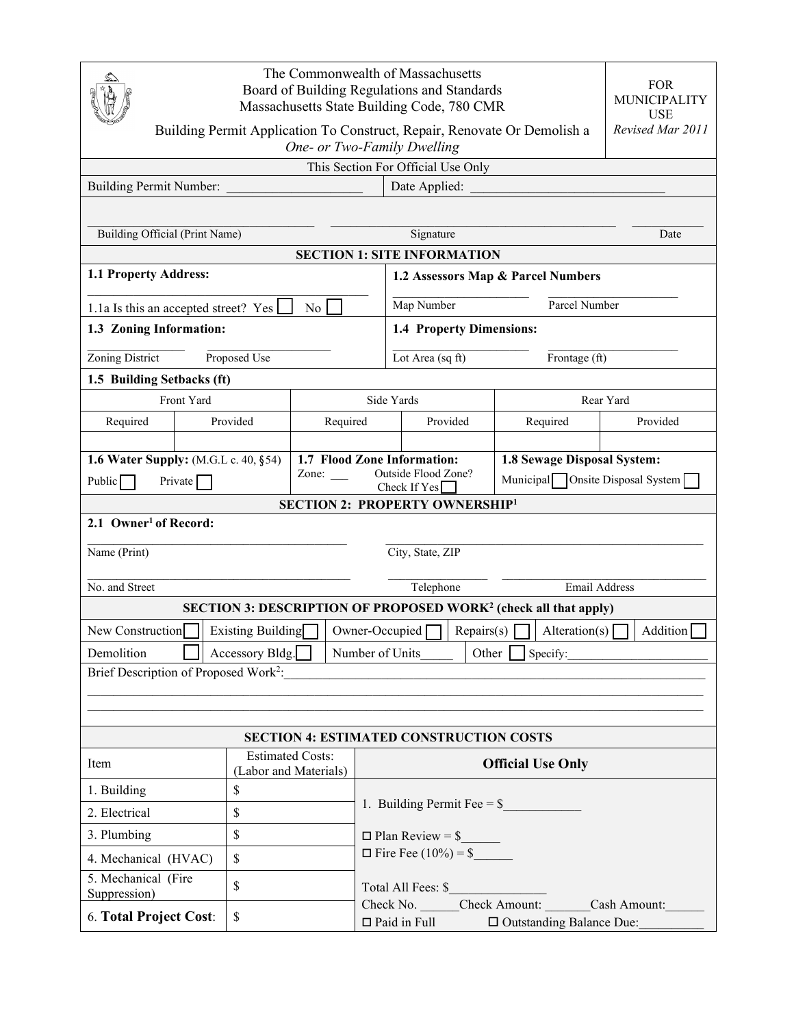The Commonwealth of Massachusetts
Board of Building Regulations and Standards
Massachusetts State Building Code, 780 CMR

Building Permit Application To Construct, Repair, Renovate Or Demolish a *One- or Two-Family Dwelling*

FOR MUNICIPALITY USE
*Revised Mar 2011*

This Section For Official Use Only

Building Permit Number: ____________________ Date Applied: ______________________________

______________________________ ______________________________________________ ___________
Building Official (Print Name) Signature Date

## SECTION 1: SITE INFORMATION

**1.1 Property Address:**

______________________________________

1.1a Is this an accepted street? Yes ☐ No ☐

**1.2 Assessors Map & Parcel Numbers**

____________________ ____________________
Map Number Parcel Number

**1.3 Zoning Information:**

____________ ____________________
Zoning District Proposed Use

**1.4 Property Dimensions:**

____________________ ____________________
Lot Area (sq ft) Frontage (ft)

**1.5 Building Setbacks (ft)**

| Front Yard | | Side Yards | | Rear Yard | |
|---|---|---|---|---|---|
| Required | Provided | Required | Provided | Required | Provided |
| | | | | | |

**1.6 Water Supply:** (M.G.L c. 40, §54)
Public ☐ Private ☐

**1.7 Flood Zone Information:**
Zone: ___ Outside Flood Zone? Check If Yes ☐

**1.8 Sewage Disposal System:**
Municipal ☐ Onsite Disposal System ☐

## SECTION 2: PROPERTY OWNERSHIP[1]

**2.1 Owner[1] of Record:**

________________________________________ ______________________________________________
Name (Print) City, State, ZIP

________________________________________ ________________ ____________________________
No. and Street Telephone Email Address

## SECTION 3: DESCRIPTION OF PROPOSED WORK[2] (check all that apply)

| | | | | | |
|---|---|---|---|---|---|
| New Construction ☐ | Existing Building ☐ | Owner-Occupied ☐ | Repairs(s) ☐ | Alteration(s) ☐ | Addition ☐ |
| Demolition ☐ | Accessory Bldg. ☐ | Number of Units_____ | Other ☐ Specify:_____________________ | | |

Brief Description of Proposed Work[2]:_____________________________________________________________
_____________________________________________________________________________________________
_____________________________________________________________________________________________

## SECTION 4: ESTIMATED CONSTRUCTION COSTS

| Item | Estimated Costs: (Labor and Materials) | Official Use Only |
|---|---|---|
| 1. Building | $ | 1. Building Permit Fee = $____________ |
| 2. Electrical | $ | |
| 3. Plumbing | $ | ☐ Plan Review = $______ |
| 4. Mechanical (HVAC) | $ | ☐ Fire Fee (10%) = $______ |
| 5. Mechanical (Fire Suppression) | $ | Total All Fees: $_______________ |
| 6. **Total Project Cost**: | $ | Check No. ______Check Amount: _______Cash Amount:______ ☐ Paid in Full ☐ Outstanding Balance Due:__________ |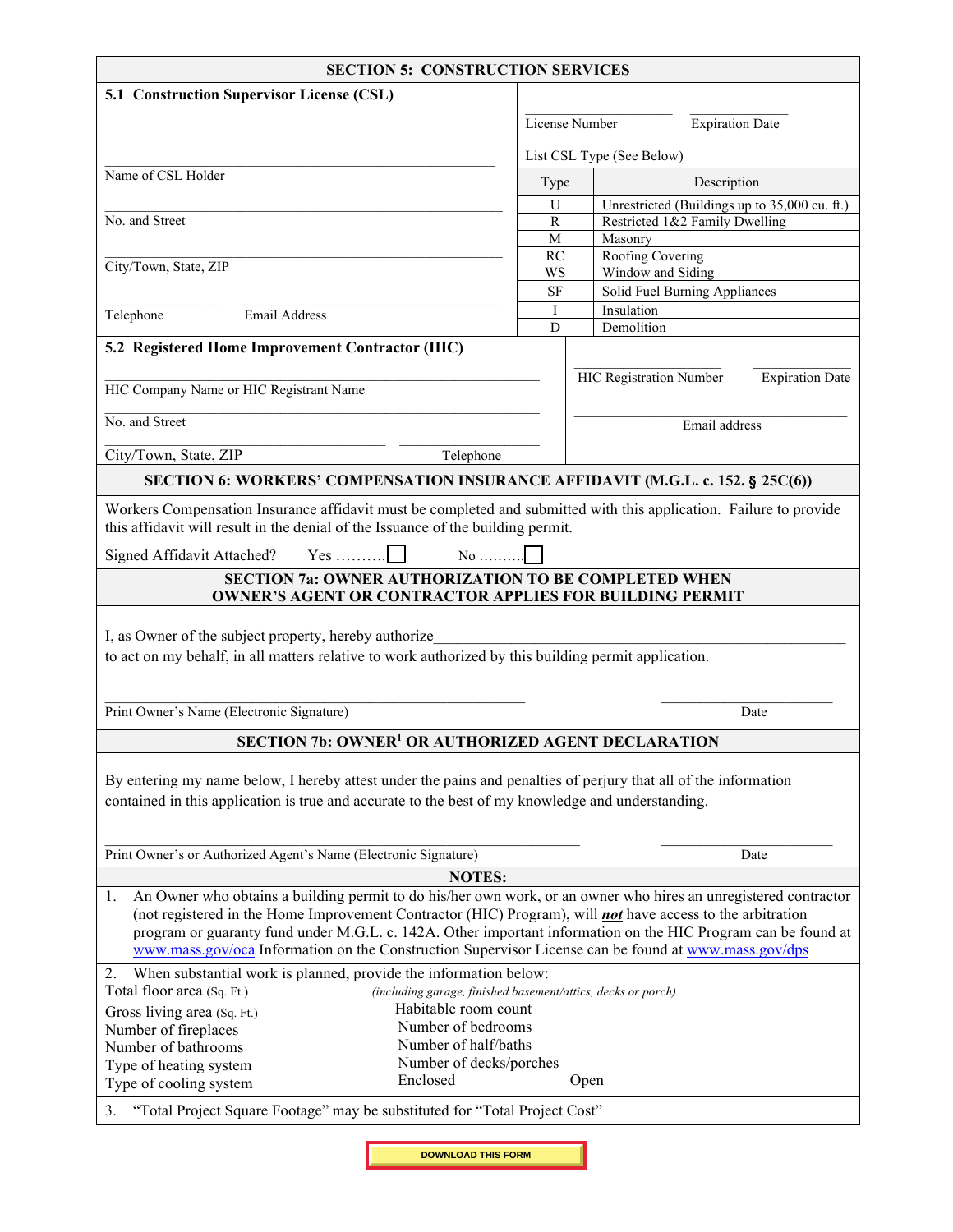## SECTION 5: CONSTRUCTION SERVICES

### 5.1 Construction Supervisor License (CSL)

Name of CSL Holder

No. and Street

City/Town, State, ZIP

Telephone     Email Address

License Number     Expiration Date

List CSL Type (See Below)

| Type | Description |
|---|---|
| U | Unrestricted (Buildings up to 35,000 cu. ft.) |
| R | Restricted 1&2 Family Dwelling |
| M | Masonry |
| RC | Roofing Covering |
| WS | Window and Siding |
| SF | Solid Fuel Burning Appliances |
| I | Insulation |
| D | Demolition |

### 5.2 Registered Home Improvement Contractor (HIC)

HIC Company Name or HIC Registrant Name

No. and Street

City/Town, State, ZIP     Telephone

HIC Registration Number     Expiration Date

Email address

## SECTION 6: WORKERS' COMPENSATION INSURANCE AFFIDAVIT (M.G.L. c. 152. § 25C(6))

Workers Compensation Insurance affidavit must be completed and submitted with this application. Failure to provide this affidavit will result in the denial of the Issuance of the building permit.

Signed Affidavit Attached?     Yes ..........☐     No ..........☐

## SECTION 7a: OWNER AUTHORIZATION TO BE COMPLETED WHEN OWNER'S AGENT OR CONTRACTOR APPLIES FOR BUILDING PERMIT

I, as Owner of the subject property, hereby authorize_______________________________________________

to act on my behalf, in all matters relative to work authorized by this building permit application.

Print Owner's Name (Electronic Signature)     Date

## SECTION 7b: OWNER[1] OR AUTHORIZED AGENT DECLARATION

By entering my name below, I hereby attest under the pains and penalties of perjury that all of the information contained in this application is true and accurate to the best of my knowledge and understanding.

Print Owner's or Authorized Agent's Name (Electronic Signature)     Date

## NOTES:

1. An Owner who obtains a building permit to do his/her own work, or an owner who hires an unregistered contractor (not registered in the Home Improvement Contractor (HIC) Program), will ***not*** have access to the arbitration program or guaranty fund under M.G.L. c. 142A. Other important information on the HIC Program can be found at www.mass.gov/oca Information on the Construction Supervisor License can be found at www.mass.gov/dps

2. When substantial work is planned, provide the information below:

Total floor area (Sq. Ft.)     *(including garage, finished basement/attics, decks or porch)*

Gross living area (Sq. Ft.)     Habitable room count

Number of fireplaces     Number of bedrooms

Number of bathrooms     Number of half/baths

Type of heating system     Number of decks/porches

Type of cooling system     Enclosed     Open

3. "Total Project Square Footage" may be substituted for "Total Project Cost"

DOWNLOAD THIS FORM